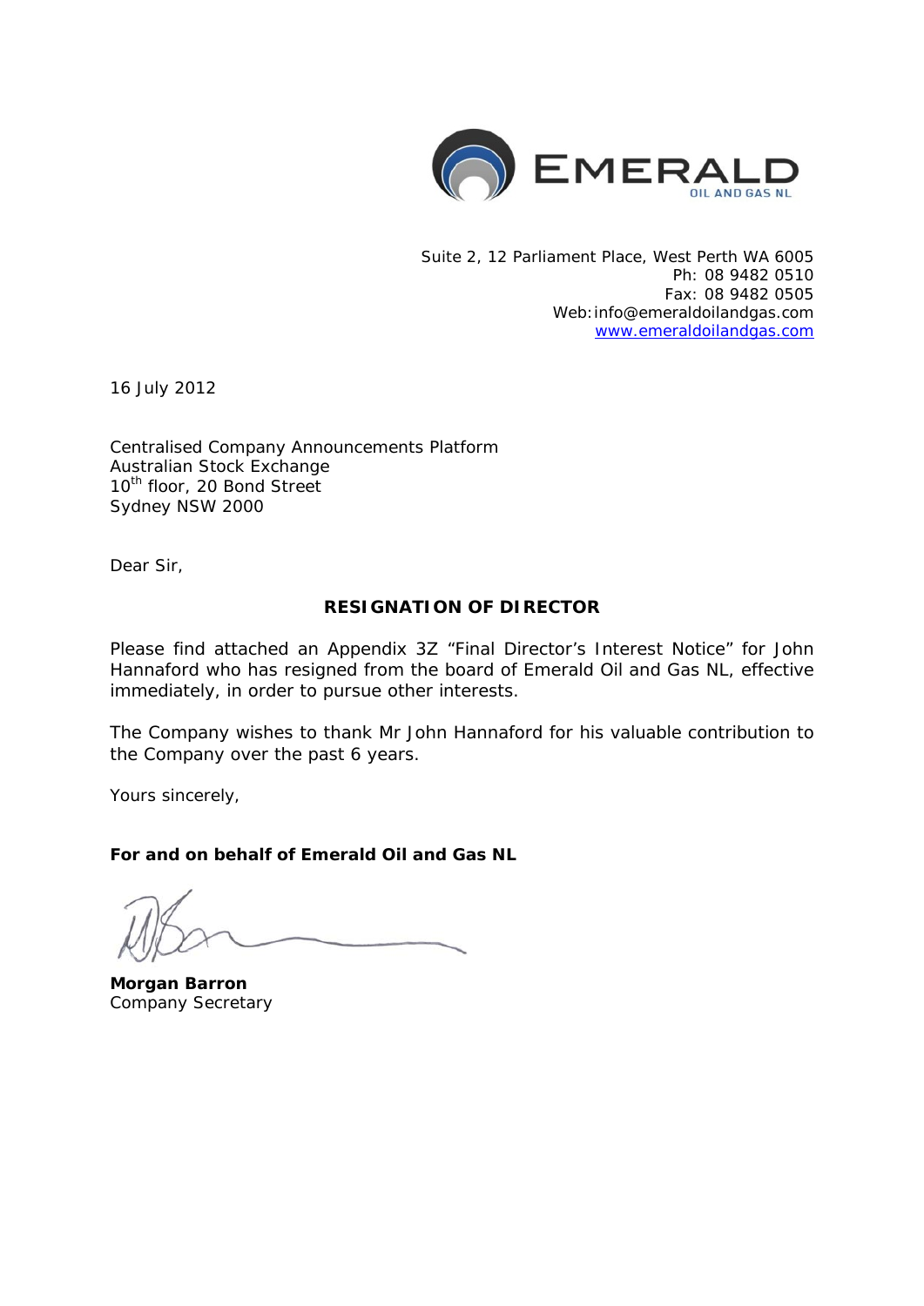EMERALD
OIL AND GAS NL

Suite 2, 12 Parliament Place, West Perth WA 6005
Ph: 08 9482 0510
Fax: 08 9482 0505
Web: info@emeraldoilandgas.com
www.emeraldoilandgas.com

16 July 2012

Centralised Company Announcements Platform
Australian Stock Exchange
10th floor, 20 Bond Street
Sydney NSW 2000

Dear Sir,

**RESIGNATION OF DIRECTOR**

Please find attached an Appendix 3Z "Final Director's Interest Notice" for John Hannaford who has resigned from the board of Emerald Oil and Gas NL, effective immediately, in order to pursue other interests.

The Company wishes to thank Mr John Hannaford for his valuable contribution to the Company over the past 6 years.

Yours sincerely,

**For and on behalf of Emerald Oil and Gas NL**

**Morgan Barron**
Company Secretary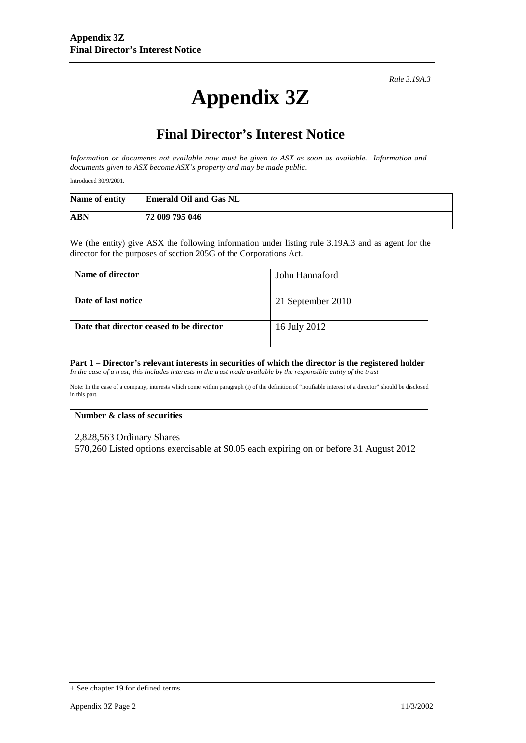*Rule 3.19A.3*

# Appendix 3Z

## Final Director's Interest Notice

*Information or documents not available now must be given to ASX as soon as available. Information and documents given to ASX become ASX's property and may be made public.*

Introduced 30/9/2001.

| Name of entity | Emerald Oil and Gas NL |
|---|---|
| ABN | 72 009 795 046 |

We (the entity) give ASX the following information under listing rule 3.19A.3 and as agent for the director for the purposes of section 205G of the Corporations Act.

| Name of director | John Hannaford |
|---|---|
| Date of last notice | 21 September 2010 |
| Date that director ceased to be director | 16 July 2012 |

**Part 1 – Director's relevant interests in securities of which the director is the registered holder**
*In the case of a trust, this includes interests in the trust made available by the responsible entity of the trust*

Note: In the case of a company, interests which come within paragraph (i) of the definition of "notifiable interest of a director" should be disclosed in this part.

| Number & class of securities |
|---|
| 2,828,563 Ordinary Shares<br>570,260 Listed options exercisable at $0.05 each expiring on or before 31 August 2012 |

+ See chapter 19 for defined terms.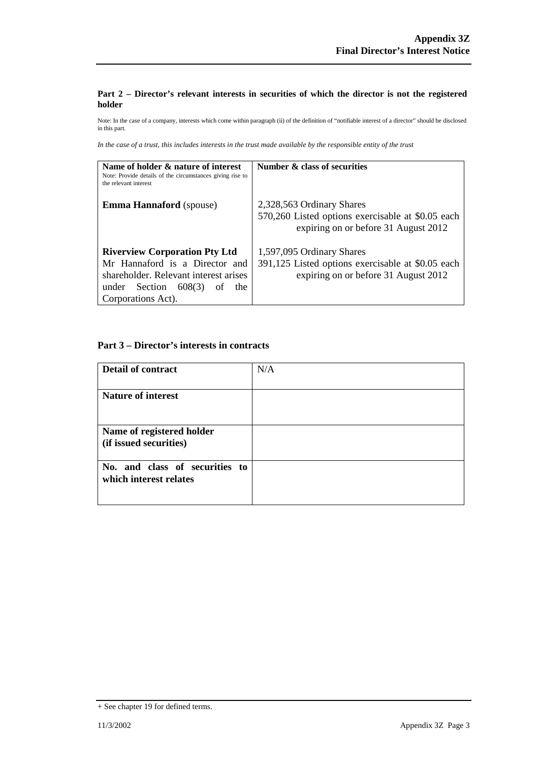## Part 2 – Director's relevant interests in securities of which the director is not the registered holder

Note: In the case of a company, interests which come within paragraph (ii) of the definition of "notifiable interest of a director" should be disclosed in this part.

*In the case of a trust, this includes interests in the trust made available by the responsible entity of the trust*

| Name of holder & nature of interest<br>Note: Provide details of the circumstances giving rise to the relevant interest | Number & class of securities |
|---|---|
| **Emma Hannaford** (spouse) | 2,328,563 Ordinary Shares<br>570,260 Listed options exercisable at $0.05 each expiring on or before 31 August 2012 |
| **Riverview Corporation Pty Ltd**<br>Mr Hannaford is a Director and shareholder. Relevant interest arises under Section 608(3) of the Corporations Act). | 1,597,095 Ordinary Shares<br>391,125 Listed options exercisable at $0.05 each expiring on or before 31 August 2012 |

## Part 3 – Director's interests in contracts

| | |
|---|---|
| **Detail of contract** | N/A |
| **Nature of interest** | |
| **Name of registered holder (if issued securities)** | |
| **No. and class of securities to which interest relates** | |

+ See chapter 19 for defined terms.